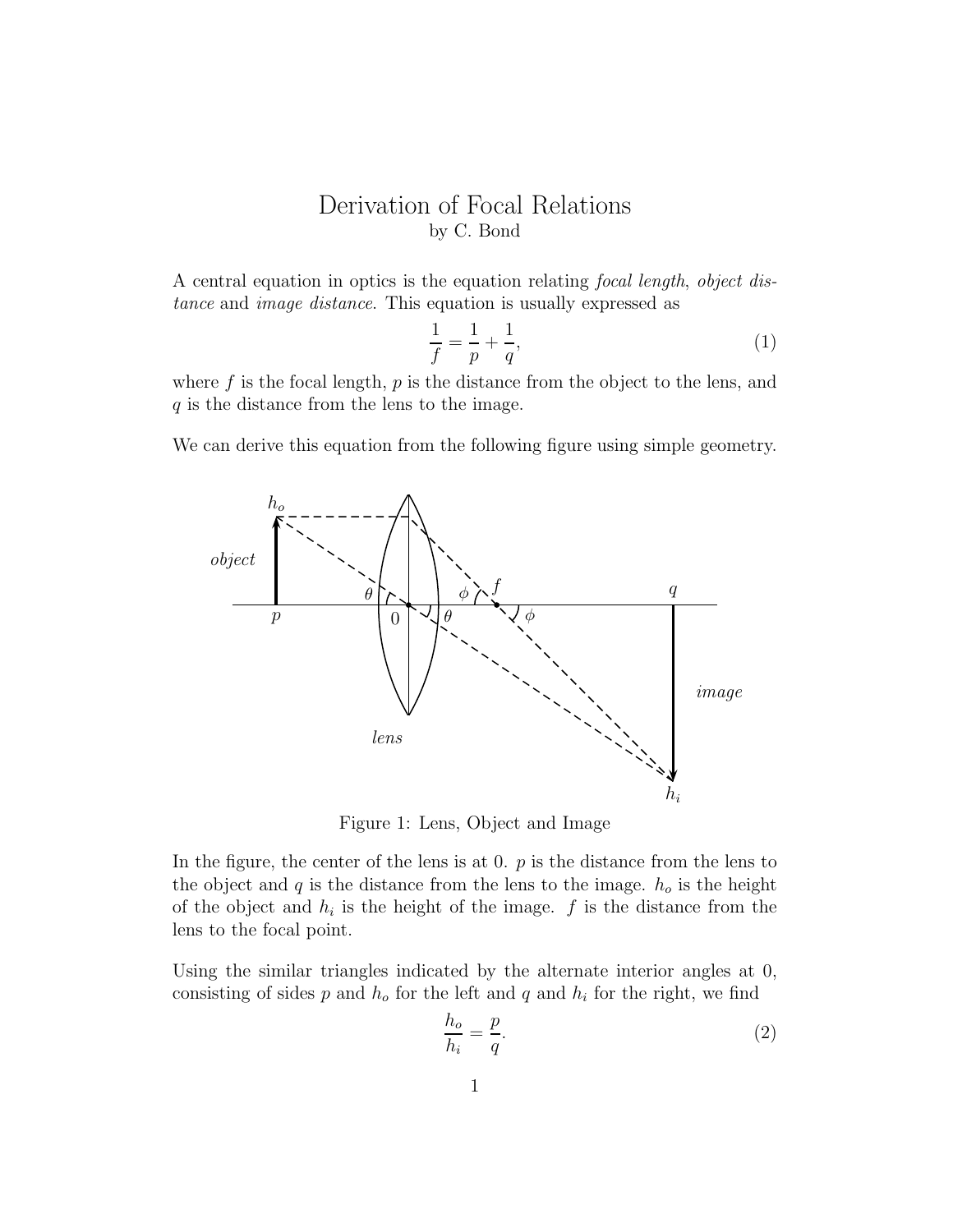# Derivation of Focal Relations

by C. Bond

A central equation in optics is the equation relating *focal length*, *object distance* and *image distance*. This equation is usually expressed as

$$\frac{1}{f} = \frac{1}{p} + \frac{1}{q}, \tag{1}$$

where $f$ is the focal length, $p$ is the distance from the object to the lens, and $q$ is the distance from the lens to the image.

We can derive this equation from the following figure using simple geometry.

Figure 1: Lens, Object and Image

In the figure, the center of the lens is at 0. $p$ is the distance from the lens to the object and $q$ is the distance from the lens to the image. $h_o$ is the height of the object and $h_i$ is the height of the image. $f$ is the distance from the lens to the focal point.

Using the similar triangles indicated by the alternate interior angles at 0, consisting of sides $p$ and $h_o$ for the left and $q$ and $h_i$ for the right, we find

$$\frac{h_o}{h_i} = \frac{p}{q}. \tag{2}$$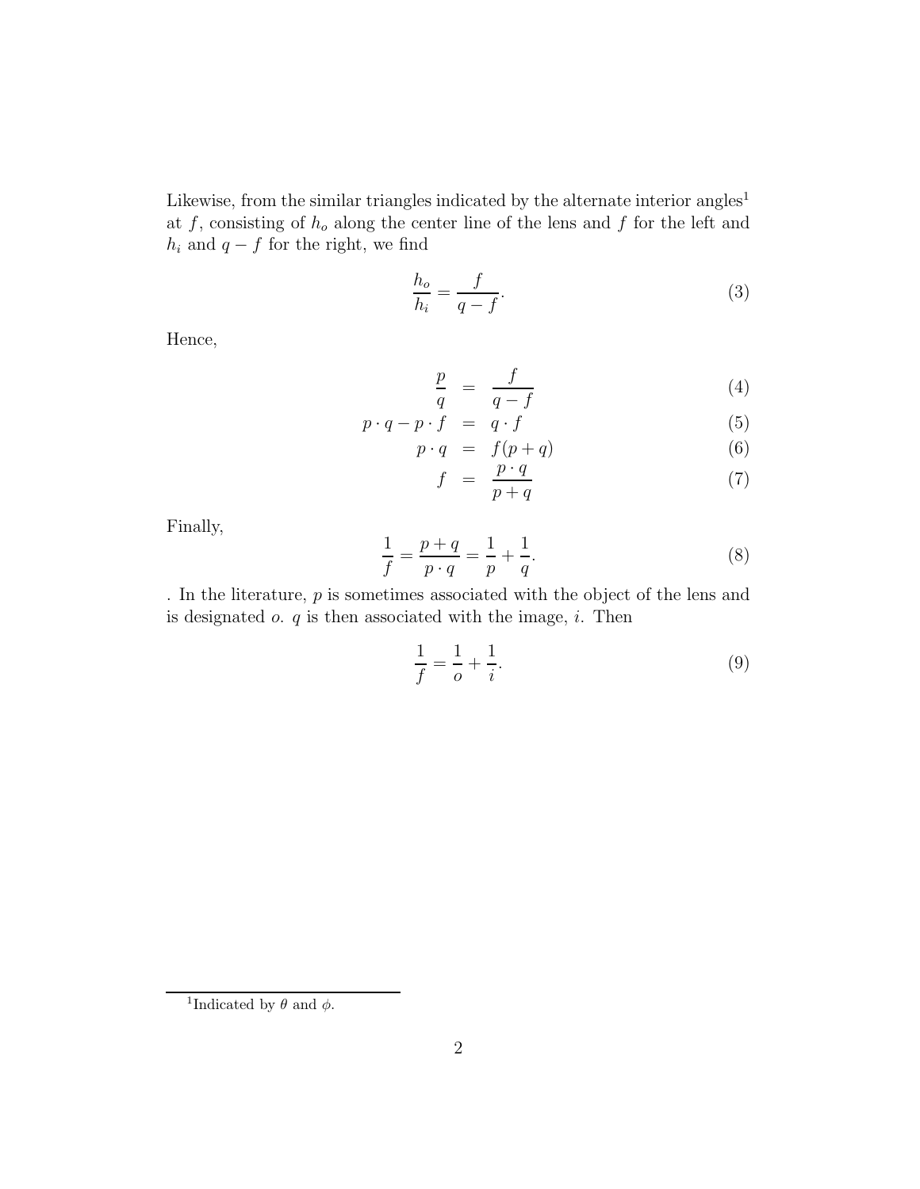Likewise, from the similar triangles indicated by the alternate interior angles[1] at $f$, consisting of $h_o$ along the center line of the lens and $f$ for the left and $h_i$ and $q - f$ for the right, we find

$$\frac{h_o}{h_i} = \frac{f}{q - f}. \tag{3}$$

Hence,

$$\frac{p}{q} = \frac{f}{q - f} \tag{4}$$

$$p \cdot q - p \cdot f = q \cdot f \tag{5}$$

$$p \cdot q = f(p + q) \tag{6}$$

$$f = \frac{p \cdot q}{p + q} \tag{7}$$

Finally,

$$\frac{1}{f} = \frac{p + q}{p \cdot q} = \frac{1}{p} + \frac{1}{q}. \tag{8}$$

. In the literature, $p$ is sometimes associated with the object of the lens and is designated $o$. $q$ is then associated with the image, $i$. Then

$$\frac{1}{f} = \frac{1}{o} + \frac{1}{i}. \tag{9}$$

[1] Indicated by $\theta$ and $\phi$.